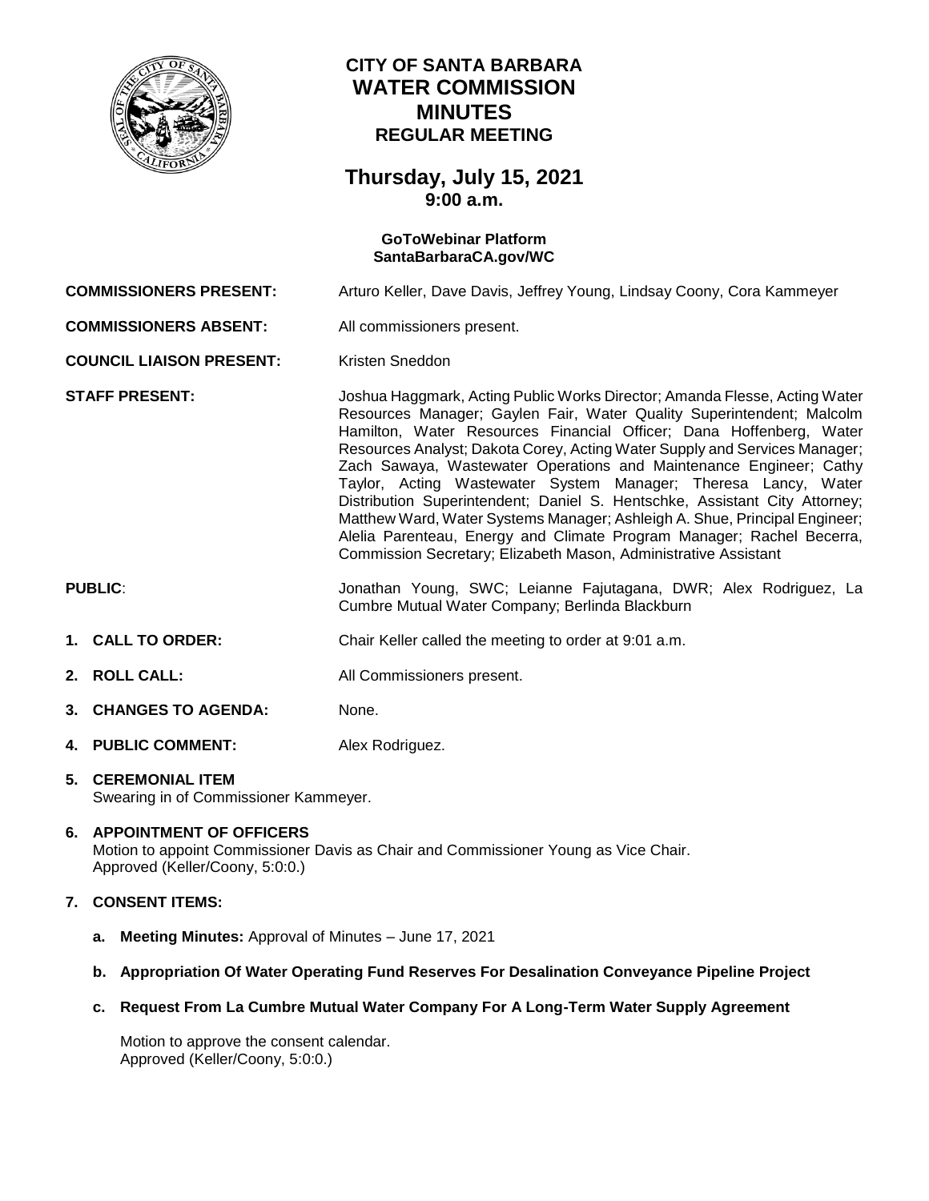# CITY OF SANTA BARBARA
# WATER COMMISSION
# MINUTES
## REGULAR MEETING

## Thursday, July 15, 2021
### 9:00 a.m.

**GoToWebinar Platform**
**SantaBarbaraCA.gov/WC**

**COMMISSIONERS PRESENT:** Arturo Keller, Dave Davis, Jeffrey Young, Lindsay Coony, Cora Kammeyer

**COMMISSIONERS ABSENT:** All commissioners present.

**COUNCIL LIAISON PRESENT:** Kristen Sneddon

**STAFF PRESENT:** Joshua Haggmark, Acting Public Works Director; Amanda Flesse, Acting Water Resources Manager; Gaylen Fair, Water Quality Superintendent; Malcolm Hamilton, Water Resources Financial Officer; Dana Hoffenberg, Water Resources Analyst; Dakota Corey, Acting Water Supply and Services Manager; Zach Sawaya, Wastewater Operations and Maintenance Engineer; Cathy Taylor, Acting Wastewater System Manager; Theresa Lancy, Water Distribution Superintendent; Daniel S. Hentschke, Assistant City Attorney; Matthew Ward, Water Systems Manager; Ashleigh A. Shue, Principal Engineer; Alelia Parenteau, Energy and Climate Program Manager; Rachel Becerra, Commission Secretary; Elizabeth Mason, Administrative Assistant

**PUBLIC**: Jonathan Young, SWC; Leianne Fajutagana, DWR; Alex Rodriguez, La Cumbre Mutual Water Company; Berlinda Blackburn

**1. CALL TO ORDER:** Chair Keller called the meeting to order at 9:01 a.m.

**2. ROLL CALL:** All Commissioners present.

**3. CHANGES TO AGENDA:** None.

**4. PUBLIC COMMENT:** Alex Rodriguez.

**5. CEREMONIAL ITEM**
Swearing in of Commissioner Kammeyer.

**6. APPOINTMENT OF OFFICERS**
Motion to appoint Commissioner Davis as Chair and Commissioner Young as Vice Chair.
Approved (Keller/Coony, 5:0:0.)

**7. CONSENT ITEMS:**

**a. Meeting Minutes:** Approval of Minutes – June 17, 2021

**b. Appropriation Of Water Operating Fund Reserves For Desalination Conveyance Pipeline Project**

**c. Request From La Cumbre Mutual Water Company For A Long-Term Water Supply Agreement**

Motion to approve the consent calendar.
Approved (Keller/Coony, 5:0:0.)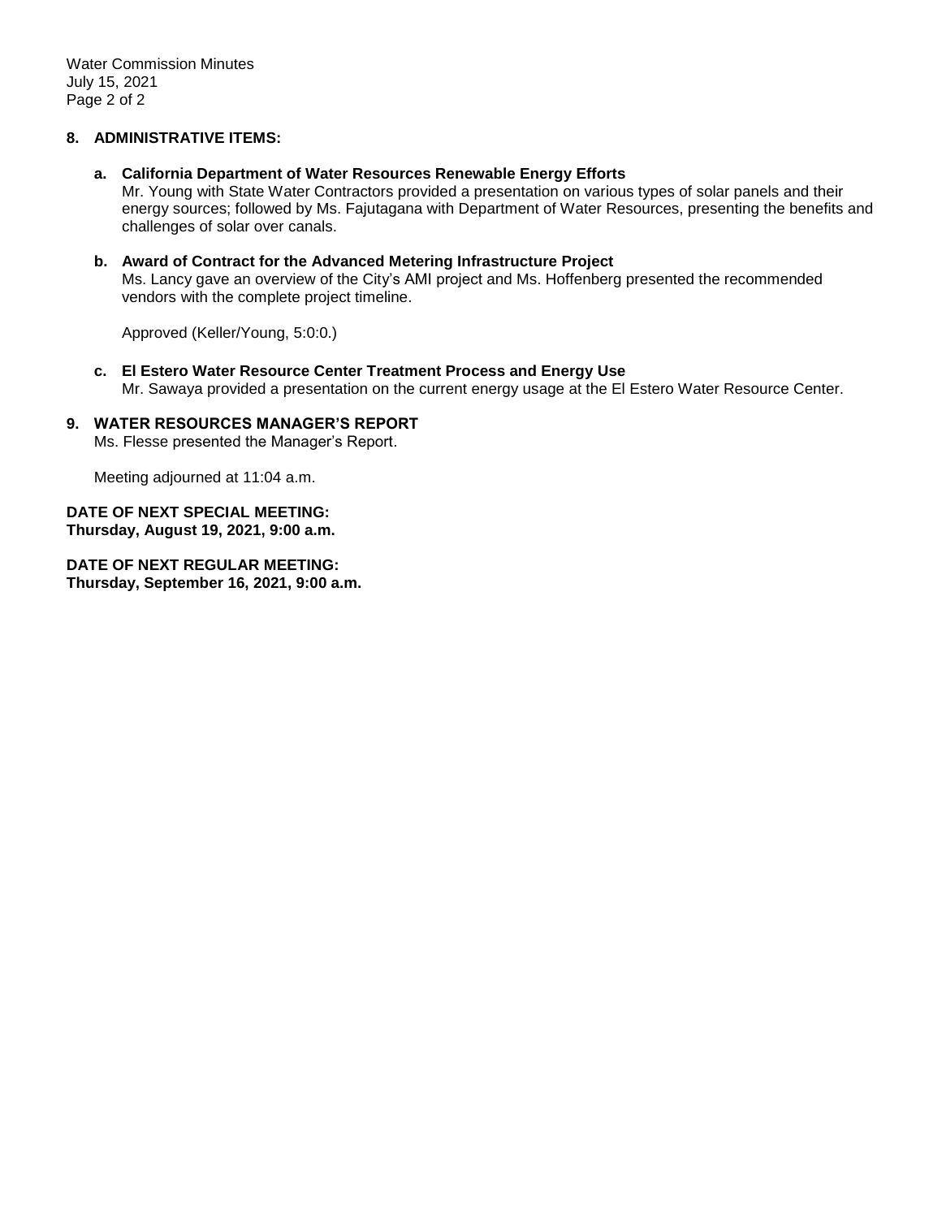## 8. ADMINISTRATIVE ITEMS:

**a. California Department of Water Resources Renewable Energy Efforts**
Mr. Young with State Water Contractors provided a presentation on various types of solar panels and their energy sources; followed by Ms. Fajutagana with Department of Water Resources, presenting the benefits and challenges of solar over canals.

**b. Award of Contract for the Advanced Metering Infrastructure Project**
Ms. Lancy gave an overview of the City's AMI project and Ms. Hoffenberg presented the recommended vendors with the complete project timeline.

Approved (Keller/Young, 5:0:0.)

**c. El Estero Water Resource Center Treatment Process and Energy Use**
Mr. Sawaya provided a presentation on the current energy usage at the El Estero Water Resource Center.

## 9. WATER RESOURCES MANAGER'S REPORT

Ms. Flesse presented the Manager's Report.

Meeting adjourned at 11:04 a.m.

**DATE OF NEXT SPECIAL MEETING:**
**Thursday, August 19, 2021, 9:00 a.m.**

**DATE OF NEXT REGULAR MEETING:**
**Thursday, September 16, 2021, 9:00 a.m.**